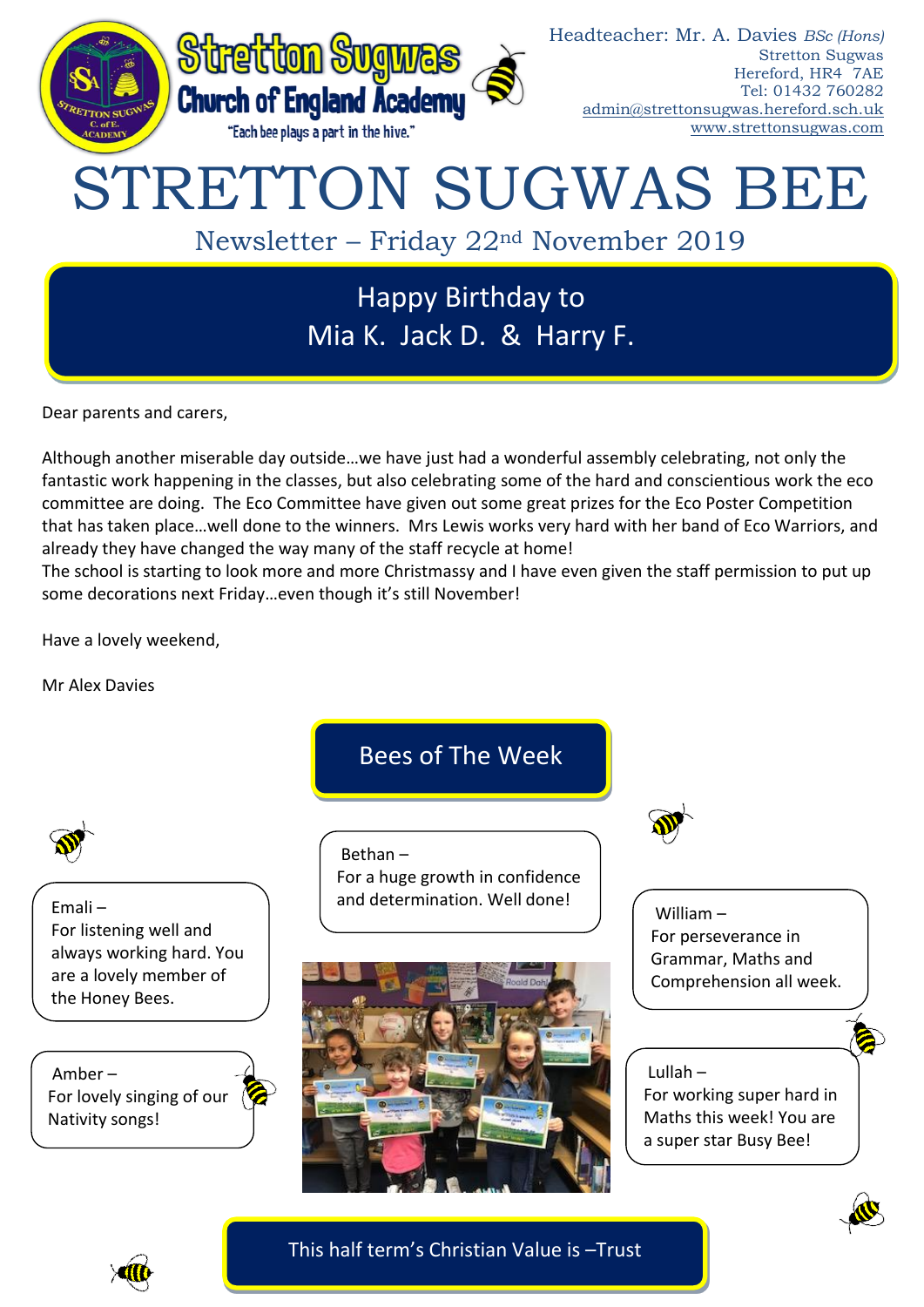Stretton Sugwas Church of England Academy

"Each bee plays a part in the hive."

Headteacher: Mr. A. Davies *BSc (Hons)*
Stretton Sugwas
Hereford, HR4 7AE
Tel: 01432 760282
admin@strettonsugwas.hereford.sch.uk
www.strettonsugwas.com

# STRETTON SUGWAS BEE

Newsletter – Friday 22nd November 2019

## Happy Birthday to Mia K. Jack D. & Harry F.

Dear parents and carers,

Although another miserable day outside…we have just had a wonderful assembly celebrating, not only the fantastic work happening in the classes, but also celebrating some of the hard and conscientious work the eco committee are doing. The Eco Committee have given out some great prizes for the Eco Poster Competition that has taken place…well done to the winners. Mrs Lewis works very hard with her band of Eco Warriors, and already they have changed the way many of the staff recycle at home!
The school is starting to look more and more Christmassy and I have even given the staff permission to put up some decorations next Friday…even though it's still November!

Have a lovely weekend,

Mr Alex Davies

## Bees of The Week

Emali –
For listening well and always working hard. You are a lovely member of the Honey Bees.

Amber –
For lovely singing of our Nativity songs!

Bethan –
For a huge growth in confidence and determination. Well done!

William –
For perseverance in Grammar, Maths and Comprehension all week.

Lullah –
For working super hard in Maths this week! You are a super star Busy Bee!

This half term's Christian Value is –Trust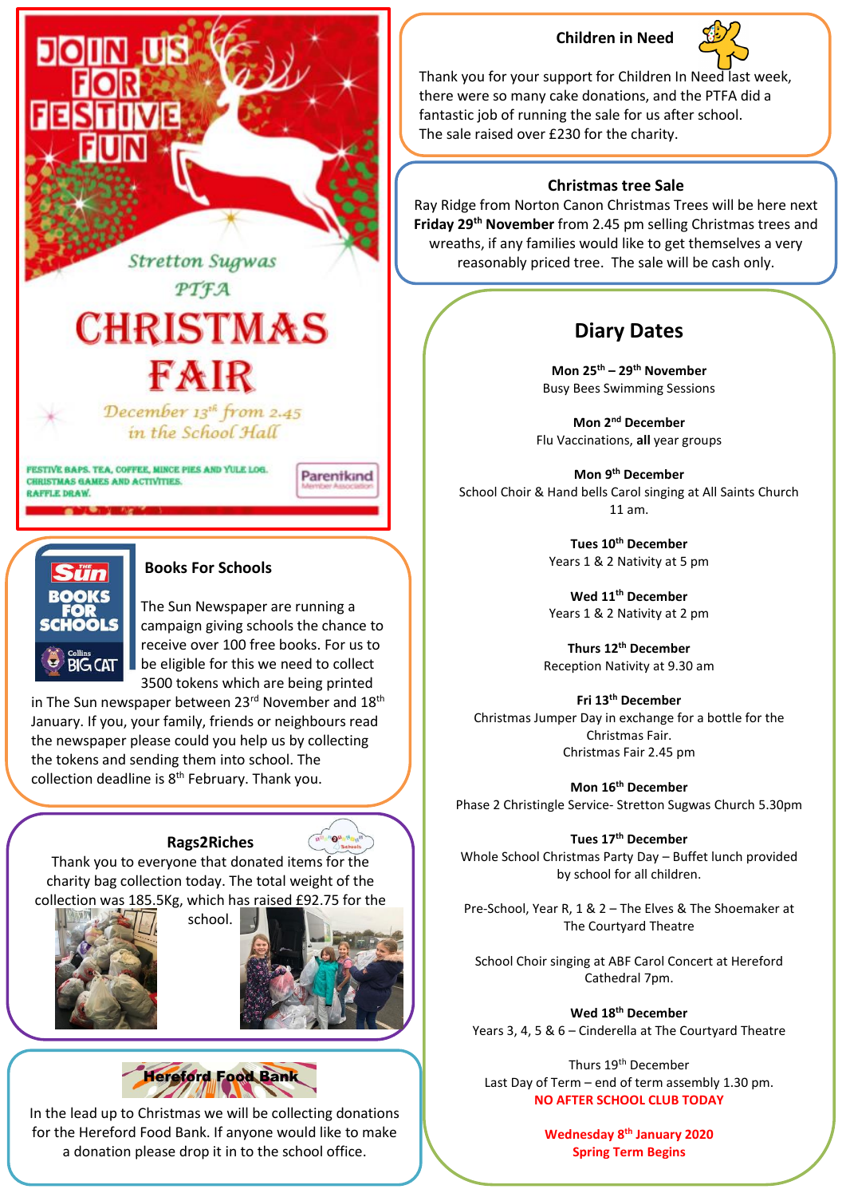# JOIN US FOR FESTIVE FUN

Stretton Sugwas PTFA

# CHRISTMAS FAIR

December 13th from 2.45 in the School Hall

FESTIVE BAPS. TEA, COFFEE, MINCE PIES AND YULE LOG.
CHRISTMAS GAMES AND ACTIVITIES.
RAFFLE DRAW.

Parentkind Member Association

## Books For Schools

The Sun Newspaper are running a campaign giving schools the chance to receive over 100 free books. For us to be eligible for this we need to collect 3500 tokens which are being printed in The Sun newspaper between 23rd November and 18th January. If you, your family, friends or neighbours read the newspaper please could you help us by collecting the tokens and sending them into school. The collection deadline is 8th February. Thank you.

## Rags2Riches

Thank you to everyone that donated items for the charity bag collection today. The total weight of the collection was 185.5Kg, which has raised £92.75 for the school.

## Hereford Food Bank

In the lead up to Christmas we will be collecting donations for the Hereford Food Bank. If anyone would like to make a donation please drop it in to the school office.

## Children in Need

Thank you for your support for Children In Need last week, there were so many cake donations, and the PTFA did a fantastic job of running the sale for us after school.
The sale raised over £230 for the charity.

## Christmas tree Sale

Ray Ridge from Norton Canon Christmas Trees will be here next **Friday 29th November** from 2.45 pm selling Christmas trees and wreaths, if any families would like to get themselves a very reasonably priced tree. The sale will be cash only.

## Diary Dates

**Mon 25th – 29th November**
Busy Bees Swimming Sessions

**Mon 2nd December**
Flu Vaccinations, **all** year groups

**Mon 9th December**
School Choir & Hand bells Carol singing at All Saints Church 11 am.

**Tues 10th December**
Years 1 & 2 Nativity at 5 pm

**Wed 11th December**
Years 1 & 2 Nativity at 2 pm

**Thurs 12th December**
Reception Nativity at 9.30 am

**Fri 13th December**
Christmas Jumper Day in exchange for a bottle for the Christmas Fair.
Christmas Fair 2.45 pm

**Mon 16th December**
Phase 2 Christingle Service- Stretton Sugwas Church 5.30pm

**Tues 17th December**
Whole School Christmas Party Day – Buffet lunch provided by school for all children.

Pre-School, Year R, 1 & 2 – The Elves & The Shoemaker at The Courtyard Theatre

School Choir singing at ABF Carol Concert at Hereford Cathedral 7pm.

**Wed 18th December**
Years 3, 4, 5 & 6 – Cinderella at The Courtyard Theatre

Thurs 19th December
Last Day of Term – end of term assembly 1.30 pm.
**NO AFTER SCHOOL CLUB TODAY**

**Wednesday 8th January 2020**
**Spring Term Begins**